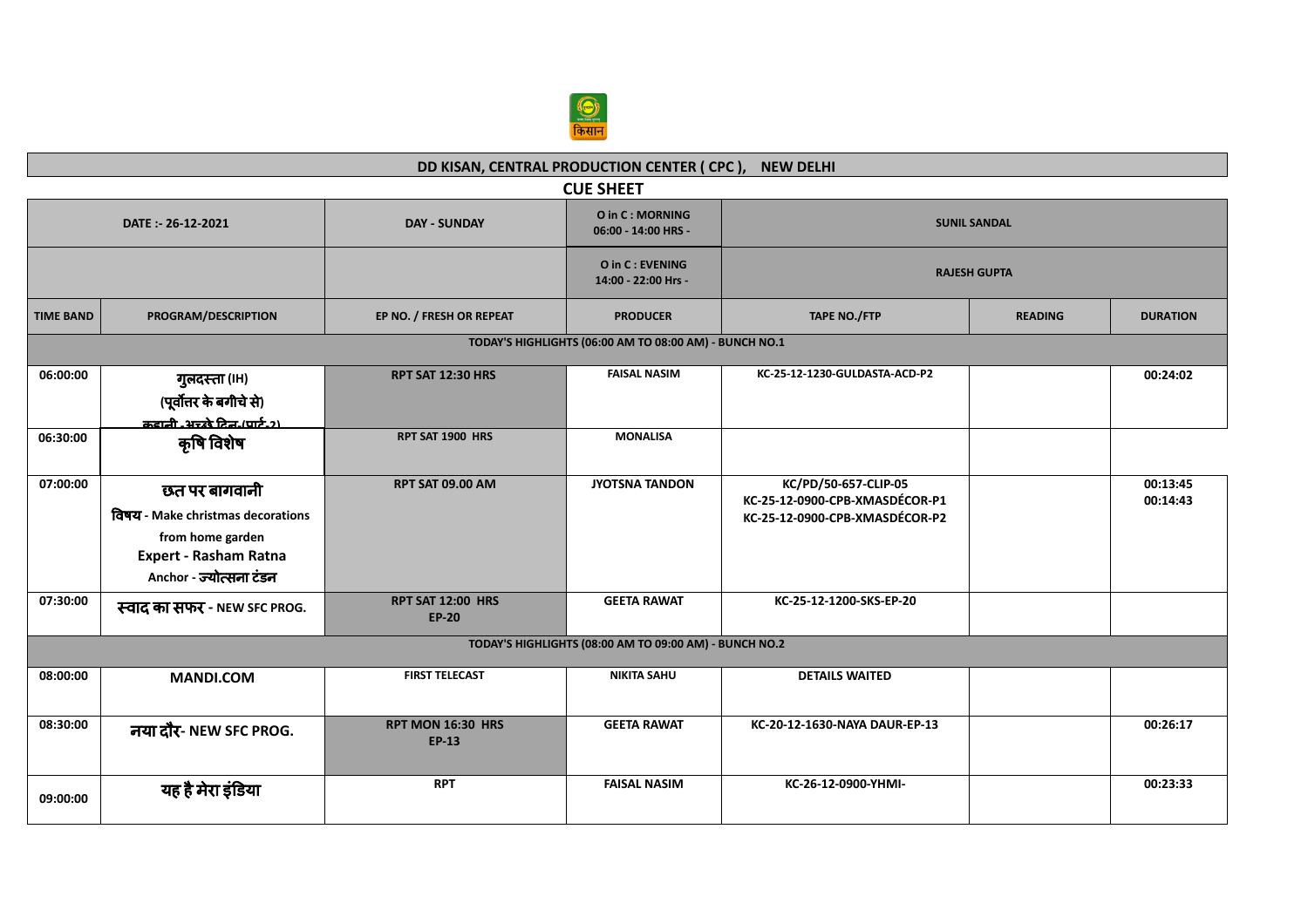## DD KISAN, CENTRAL PRODUCTION CENTER ( CPC ), NEW DELHI

### CUE SHEET

| DATE :- 26-12-2021 | DAY - SUNDAY | O in C : MORNING 06:00 - 14:00 HRS - | SUNIL SANDAL |
|---|---|---|---|
| | | O in C : EVENING 14:00 - 22:00 Hrs - | RAJESH GUPTA |

| TIME BAND | PROGRAM/DESCRIPTION | EP NO. / FRESH OR REPEAT | PRODUCER | TAPE NO./FTP | READING | DURATION |
|---|---|---|---|---|---|---|
| TODAY'S HIGHLIGHTS (06:00 AM TO 08:00 AM) - BUNCH NO.1 | | | | | | |
| 06:00:00 | गुलदस्ता (IH) (पूर्वोत्तर के बगीचे से) कहानी -अच्छे दिन (पार्ट-2) | RPT SAT 12:30 HRS | FAISAL NASIM | KC-25-12-1230-GULDASTA-ACD-P2 | | 00:24:02 |
| 06:30:00 | कृषि विशेष | RPT SAT 1900 HRS | MONALISA | | | |
| 07:00:00 | छत पर बागवानी विषय - Make christmas decorations from home garden Expert - Rasham Ratna Anchor - ज्योत्सना टंडन | RPT SAT 09.00 AM | JYOTSNA TANDON | KC/PD/50-657-CLIP-05 KC-25-12-0900-CPB-XMASDÉCOR-P1 KC-25-12-0900-CPB-XMASDÉCOR-P2 | | 00:13:45 00:14:43 |
| 07:30:00 | स्वाद का सफर - NEW SFC PROG. | RPT SAT 12:00 HRS EP-20 | GEETA RAWAT | KC-25-12-1200-SKS-EP-20 | | |
| TODAY'S HIGHLIGHTS (08:00 AM TO 09:00 AM) - BUNCH NO.2 | | | | | | |
| 08:00:00 | MANDI.COM | FIRST TELECAST | NIKITA SAHU | DETAILS WAITED | | |
| 08:30:00 | नया दौर- NEW SFC PROG. | RPT MON 16:30 HRS EP-13 | GEETA RAWAT | KC-20-12-1630-NAYA DAUR-EP-13 | | 00:26:17 |
| 09:00:00 | यह है मेरा इंडिया | RPT | FAISAL NASIM | KC-26-12-0900-YHMI- | | 00:23:33 |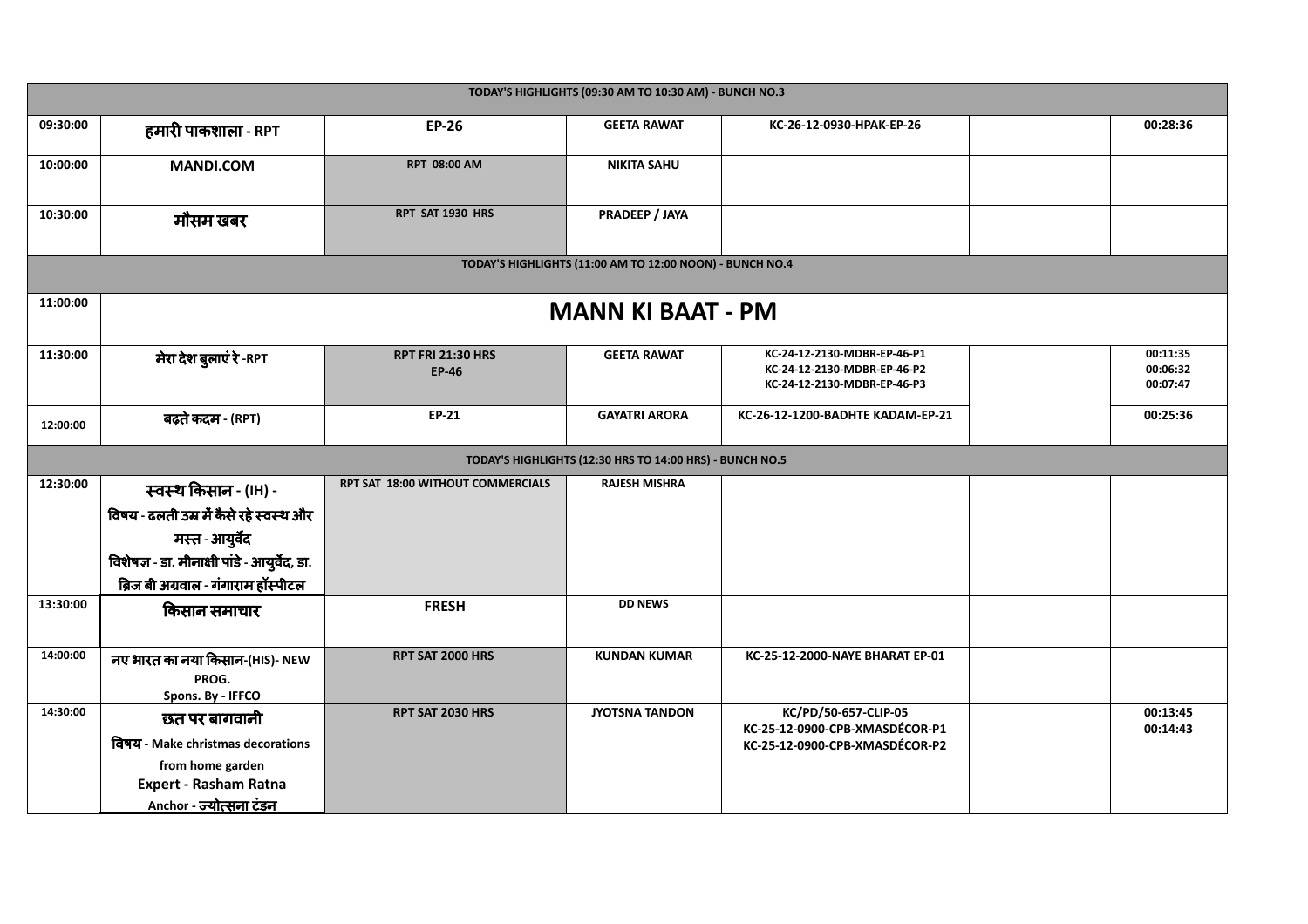| TODAY'S HIGHLIGHTS (09:30 AM TO 10:30 AM) - BUNCH NO.3 | | | | | | |
|---|---|---|---|---|---|---|
| 09:30:00 | हमारी पाकशाला - RPT | EP-26 | GEETA RAWAT | KC-26-12-0930-HPAK-EP-26 | | 00:28:36 |
| 10:00:00 | MANDI.COM | RPT 08:00 AM | NIKITA SAHU | | | |
| 10:30:00 | मौसम खबर | RPT SAT 1930 HRS | PRADEEP / JAYA | | | |
| TODAY'S HIGHLIGHTS (11:00 AM TO 12:00 NOON) - BUNCH NO.4 | | | | | | |
| 11:00:00 | MANN KI BAAT - PM | | | | | |
| 11:30:00 | मेरा देश बुलाएं रे -RPT | RPT FRI 21:30 HRS EP-46 | GEETA RAWAT | KC-24-12-2130-MDBR-EP-46-P1 KC-24-12-2130-MDBR-EP-46-P2 KC-24-12-2130-MDBR-EP-46-P3 | | 00:11:35 00:06:32 00:07:47 |
| 12:00:00 | बढ़ते कदम - (RPT) | EP-21 | GAYATRI ARORA | KC-26-12-1200-BADHTE KADAM-EP-21 | | 00:25:36 |
| TODAY'S HIGHLIGHTS (12:30 HRS TO 14:00 HRS) - BUNCH NO.5 | | | | | | |
| 12:30:00 | स्वस्थ किसान - (IH) - विषय - ढलती उम्र में कैसे रहे स्वस्थ और मस्त - आयुर्वेद विशेषज्ञ - डा. मीनाक्षी पांडे - आयुर्वेद, डा. ब्रिज बी अग्रवाल - गंगाराम हॉस्पीटल | RPT SAT 18:00 WITHOUT COMMERCIALS | RAJESH MISHRA | | | |
| 13:30:00 | किसान समाचार | FRESH | DD NEWS | | | |
| 14:00:00 | नए भारत का नया किसान-(HIS)- NEW PROG. Spons. By - IFFCO | RPT SAT 2000 HRS | KUNDAN KUMAR | KC-25-12-2000-NAYE BHARAT EP-01 | | |
| 14:30:00 | छत पर बागवानी विषय - Make christmas decorations from home garden Expert - Rasham Ratna Anchor - ज्योत्सना टंडन | RPT SAT 2030 HRS | JYOTSNA TANDON | KC/PD/50-657-CLIP-05 KC-25-12-0900-CPB-XMASDÉCOR-P1 KC-25-12-0900-CPB-XMASDÉCOR-P2 | | 00:13:45 00:14:43 |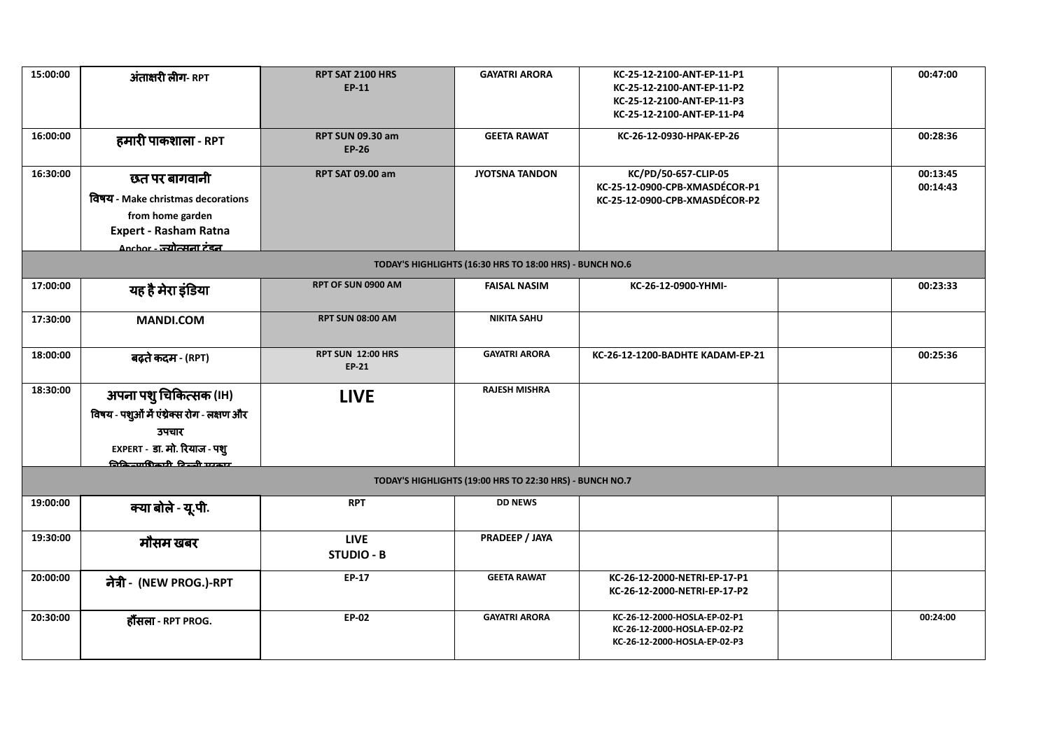| | | | | | | |
|---|---|---|---|---|---|---|
| 15:00:00 | अंताक्षरी लीग- RPT | RPT SAT 2100 HRS EP-11 | GAYATRI ARORA | KC-25-12-2100-ANT-EP-11-P1 KC-25-12-2100-ANT-EP-11-P2 KC-25-12-2100-ANT-EP-11-P3 KC-25-12-2100-ANT-EP-11-P4 | | 00:47:00 |
| 16:00:00 | हमारी पाकशाला - RPT | RPT SUN 09.30 am EP-26 | GEETA RAWAT | KC-26-12-0930-HPAK-EP-26 | | 00:28:36 |
| 16:30:00 | छत पर बागवानी विषय - Make christmas decorations from home garden Expert - Rasham Ratna Anchor - ज्योत्सना टंडन | RPT SAT 09.00 am | JYOTSNA TANDON | KC/PD/50-657-CLIP-05 KC-25-12-0900-CPB-XMASDÉCOR-P1 KC-25-12-0900-CPB-XMASDÉCOR-P2 | | 00:13:45 00:14:43 |
| | | | TODAY'S HIGHLIGHTS (16:30 HRS TO 18:00 HRS) - BUNCH NO.6 | | | |
| 17:00:00 | यह है मेरा इंडिया | RPT OF SUN 0900 AM | FAISAL NASIM | KC-26-12-0900-YHMI- | | 00:23:33 |
| 17:30:00 | MANDI.COM | RPT SUN 08:00 AM | NIKITA SAHU | | | |
| 18:00:00 | बढ़ते कदम - (RPT) | RPT SUN 12:00 HRS EP-21 | GAYATRI ARORA | KC-26-12-1200-BADHTE KADAM-EP-21 | | 00:25:36 |
| 18:30:00 | अपना पशु चिकित्सक (IH) विषय - पशुओं में एंथ्रेक्स रोग - लक्षण और उपचार EXPERT - डा. मो. रियाज - पशु चिकित्साधिकारी, दिल्ली सरकार | LIVE | RAJESH MISHRA | | | |
| | | | TODAY'S HIGHLIGHTS (19:00 HRS TO 22:30 HRS) - BUNCH NO.7 | | | |
| 19:00:00 | क्या बोले - यू.पी. | RPT | DD NEWS | | | |
| 19:30:00 | मौसम खबर | LIVE STUDIO - B | PRADEEP / JAYA | | | |
| 20:00:00 | नेत्री - (NEW PROG.)-RPT | EP-17 | GEETA RAWAT | KC-26-12-2000-NETRI-EP-17-P1 KC-26-12-2000-NETRI-EP-17-P2 | | |
| 20:30:00 | हौंसला - RPT PROG. | EP-02 | GAYATRI ARORA | KC-26-12-2000-HOSLA-EP-02-P1 KC-26-12-2000-HOSLA-EP-02-P2 KC-26-12-2000-HOSLA-EP-02-P3 | | 00:24:00 |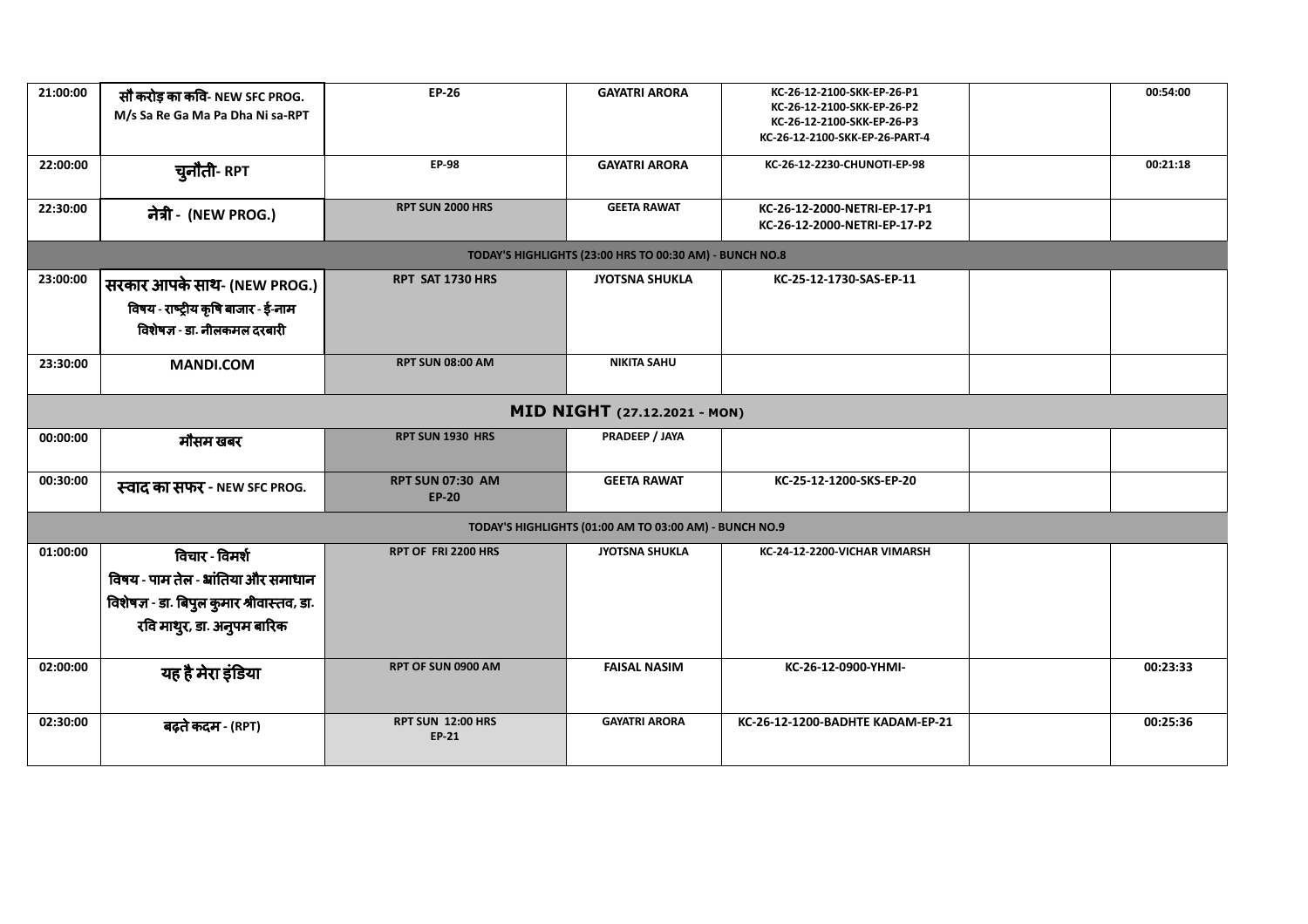| | | | | | | |
|---|---|---|---|---|---|---|
| 21:00:00 | सौ करोड़ का कवि- NEW SFC PROG. M/s Sa Re Ga Ma Pa Dha Ni sa-RPT | EP-26 | GAYATRI ARORA | KC-26-12-2100-SKK-EP-26-P1 KC-26-12-2100-SKK-EP-26-P2 KC-26-12-2100-SKK-EP-26-P3 KC-26-12-2100-SKK-EP-26-PART-4 | | 00:54:00 |
| 22:00:00 | चुनौती- RPT | EP-98 | GAYATRI ARORA | KC-26-12-2230-CHUNOTI-EP-98 | | 00:21:18 |
| 22:30:00 | नेत्री - (NEW PROG.) | RPT SUN 2000 HRS | GEETA RAWAT | KC-26-12-2000-NETRI-EP-17-P1 KC-26-12-2000-NETRI-EP-17-P2 | | |
| TODAY'S HIGHLIGHTS (23:00 HRS TO 00:30 AM) - BUNCH NO.8 | | | | | | |
| 23:00:00 | सरकार आपके साथ- (NEW PROG.) विषय - राष्ट्रीय कृषि बाजार - ई-नाम विशेषज्ञ - डा. नीलकमल दरबारी | RPT SAT 1730 HRS | JYOTSNA SHUKLA | KC-25-12-1730-SAS-EP-11 | | |
| 23:30:00 | MANDI.COM | RPT SUN 08:00 AM | NIKITA SAHU | | | |
| **MID NIGHT (27.12.2021 - MON)** | | | | | | |
| 00:00:00 | मौसम खबर | RPT SUN 1930 HRS | PRADEEP / JAYA | | | |
| 00:30:00 | स्वाद का सफर - NEW SFC PROG. | RPT SUN 07:30 AM EP-20 | GEETA RAWAT | KC-25-12-1200-SKS-EP-20 | | |
| TODAY'S HIGHLIGHTS (01:00 AM TO 03:00 AM) - BUNCH NO.9 | | | | | | |
| 01:00:00 | विचार - विमर्श विषय - पाम तेल - भ्रांतिया और समाधान विशेषज्ञ - डा. बिपुल कुमार श्रीवास्तव, डा. रवि माथुर, डा. अनुपम बारिक | RPT OF FRI 2200 HRS | JYOTSNA SHUKLA | KC-24-12-2200-VICHAR VIMARSH | | |
| 02:00:00 | यह है मेरा इंडिया | RPT OF SUN 0900 AM | FAISAL NASIM | KC-26-12-0900-YHMI- | | 00:23:33 |
| 02:30:00 | बढ़ते कदम - (RPT) | RPT SUN 12:00 HRS EP-21 | GAYATRI ARORA | KC-26-12-1200-BADHTE KADAM-EP-21 | | 00:25:36 |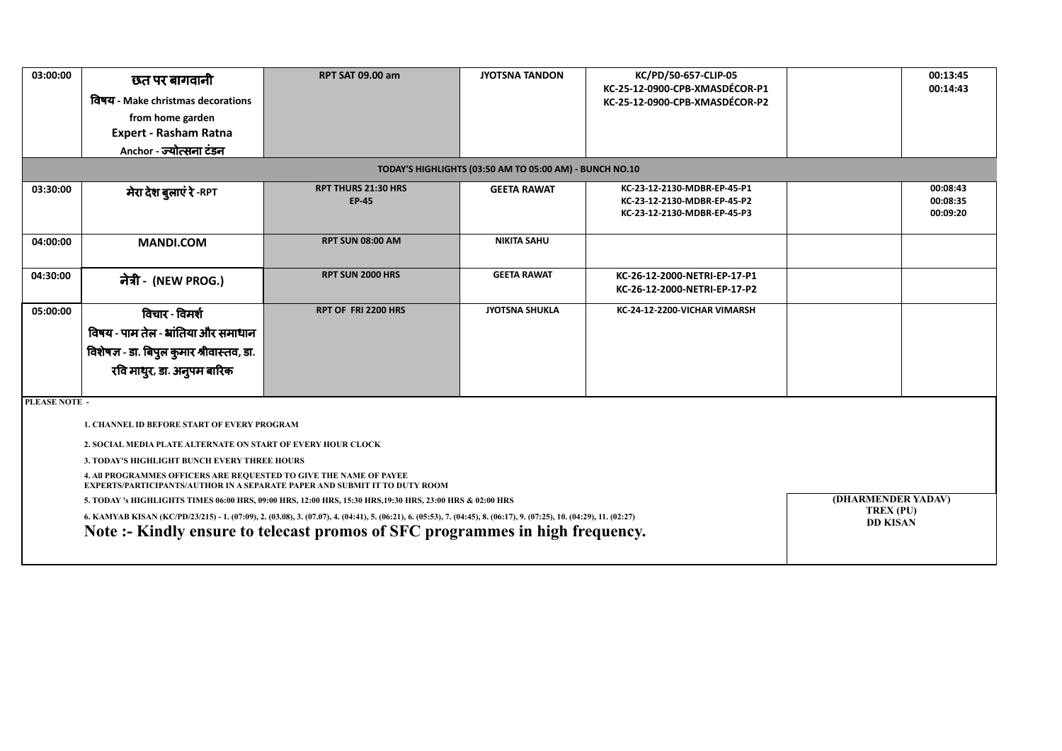| | | | | | | |
|---|---|---|---|---|---|---|
| 03:00:00 | छत पर बागवानी<br>विषय - Make christmas decorations from home garden<br>Expert - Rasham Ratna<br>Anchor - ज्योत्सना टंडन | RPT SAT 09.00 am | JYOTSNA TANDON | KC/PD/50-657-CLIP-05<br>KC-25-12-0900-CPB-XMASDÉCOR-P1<br>KC-25-12-0900-CPB-XMASDÉCOR-P2 | | 00:13:45<br>00:14:43 |
| TODAY'S HIGHLIGHTS (03:50 AM TO 05:00 AM) - BUNCH NO.10 | | | | | | |
| 03:30:00 | मेरा देश बुलाएं रे -RPT | RPT THURS 21:30 HRS<br>EP-45 | GEETA RAWAT | KC-23-12-2130-MDBR-EP-45-P1<br>KC-23-12-2130-MDBR-EP-45-P2<br>KC-23-12-2130-MDBR-EP-45-P3 | | 00:08:43<br>00:08:35<br>00:09:20 |
| 04:00:00 | MANDI.COM | RPT SUN 08:00 AM | NIKITA SAHU | | | |
| 04:30:00 | नेत्री - (NEW PROG.) | RPT SUN 2000 HRS | GEETA RAWAT | KC-26-12-2000-NETRI-EP-17-P1<br>KC-26-12-2000-NETRI-EP-17-P2 | | |
| 05:00:00 | विचार - विमर्श<br>विषय - पाम तेल - भ्रांतिया और समाधान<br>विशेषज्ञ - डा. बिपुल कुमार श्रीवास्तव, डा. रवि माथुर, डा. अनुपम बारिक | RPT OF FRI 2200 HRS | JYOTSNA SHUKLA | KC-24-12-2200-VICHAR VIMARSH | | |

**PLEASE NOTE -**

1. CHANNEL ID BEFORE START OF EVERY PROGRAM
2. SOCIAL MEDIA PLATE ALTERNATE ON START OF EVERY HOUR CLOCK
3. TODAY'S HIGHLIGHT BUNCH EVERY THREE HOURS
4. All PROGRAMMES OFFICERS ARE REQUESTED TO GIVE THE NAME OF PAYEE EXPERTS/PARTICIPANTS/AUTHOR IN A SEPARATE PAPER AND SUBMIT IT TO DUTY ROOM
5. TODAY 's HIGHLIGHTS TIMES 06:00 HRS, 09:00 HRS, 12:00 HRS, 15:30 HRS,19:30 HRS, 23:00 HRS & 02:00 HRS
6. KAMYAB KISAN (KC/PD/23/215) - 1. (07:09), 2. (03.08), 3. (07.07), 4. (04:41), 5. (06:21), 6. (05:53), 7. (04:45), 8. (06:17), 9. (07:25), 10. (04:29), 11. (02:27)

**Note :- Kindly ensure to telecast promos of SFC programmes in high frequency.**

**(DHARMENDER YADAV)**
**TREX (PU)**
**DD KISAN**